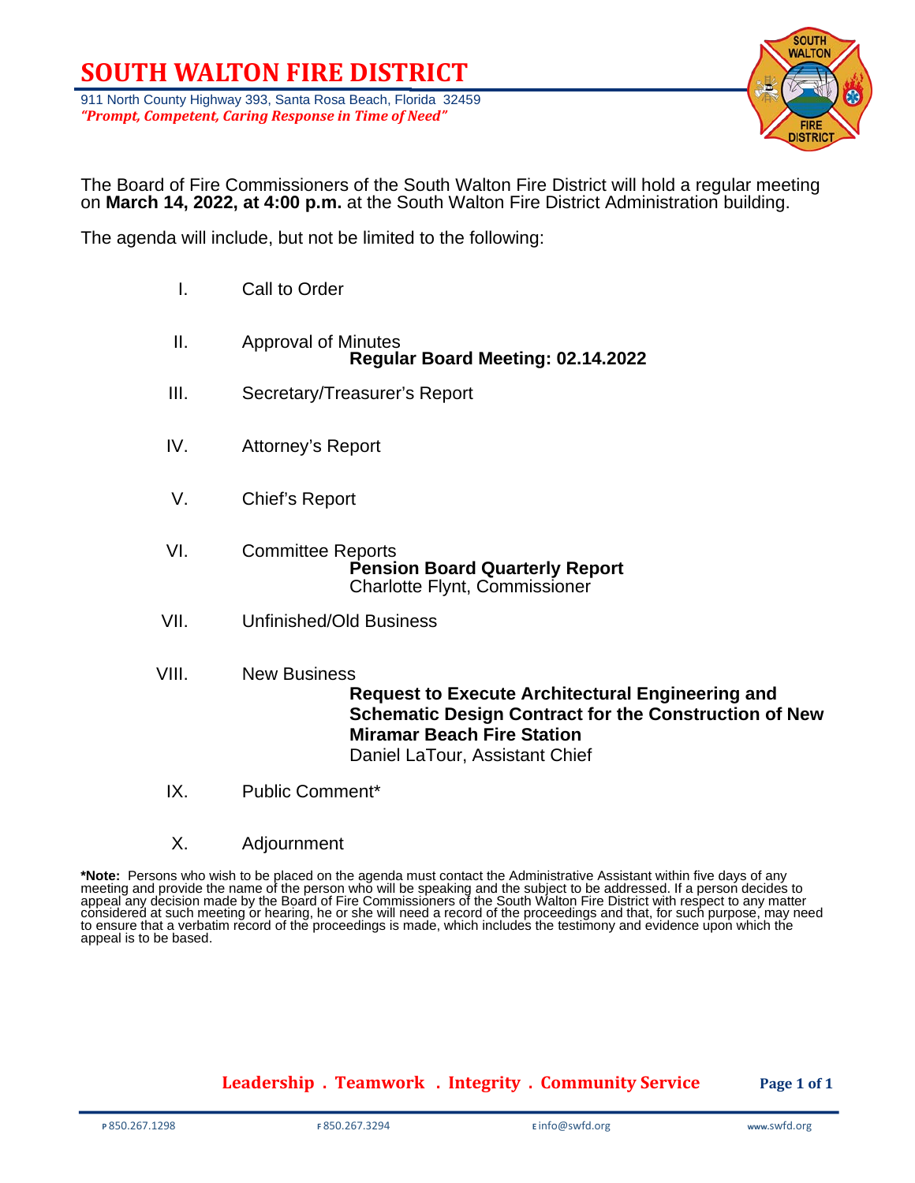# SOUTH WALTON FIRE DISTRICT

911 North County Highway 393, Santa Rosa Beach, Florida 32459
***"Prompt, Competent, Caring Response in Time of Need"***

The Board of Fire Commissioners of the South Walton Fire District will hold a regular meeting on **March 14, 2022, at 4:00 p.m.** at the South Walton Fire District Administration building.

The agenda will include, but not be limited to the following:

I. Call to Order

II. Approval of Minutes
  **Regular Board Meeting: 02.14.2022**

III. Secretary/Treasurer's Report

IV. Attorney's Report

V. Chief's Report

VI. Committee Reports
  **Pension Board Quarterly Report**
  Charlotte Flynt, Commissioner

VII. Unfinished/Old Business

VIII. New Business
  **Request to Execute Architectural Engineering and Schematic Design Contract for the Construction of New Miramar Beach Fire Station**
  Daniel LaTour, Assistant Chief

IX. Public Comment*

X. Adjournment

**\*Note:** Persons who wish to be placed on the agenda must contact the Administrative Assistant within five days of any meeting and provide the name of the person who will be speaking and the subject to be addressed. If a person decides to appeal any decision made by the Board of Fire Commissioners of the South Walton Fire District with respect to any matter considered at such meeting or hearing, he or she will need a record of the proceedings and that, for such purpose, may need to ensure that a verbatim record of the proceedings is made, which includes the testimony and evidence upon which the appeal is to be based.

**Leadership . Teamwork . Integrity . Community Service**

P 850.267.1298 F 850.267.3294 E info@swfd.org www.swfd.org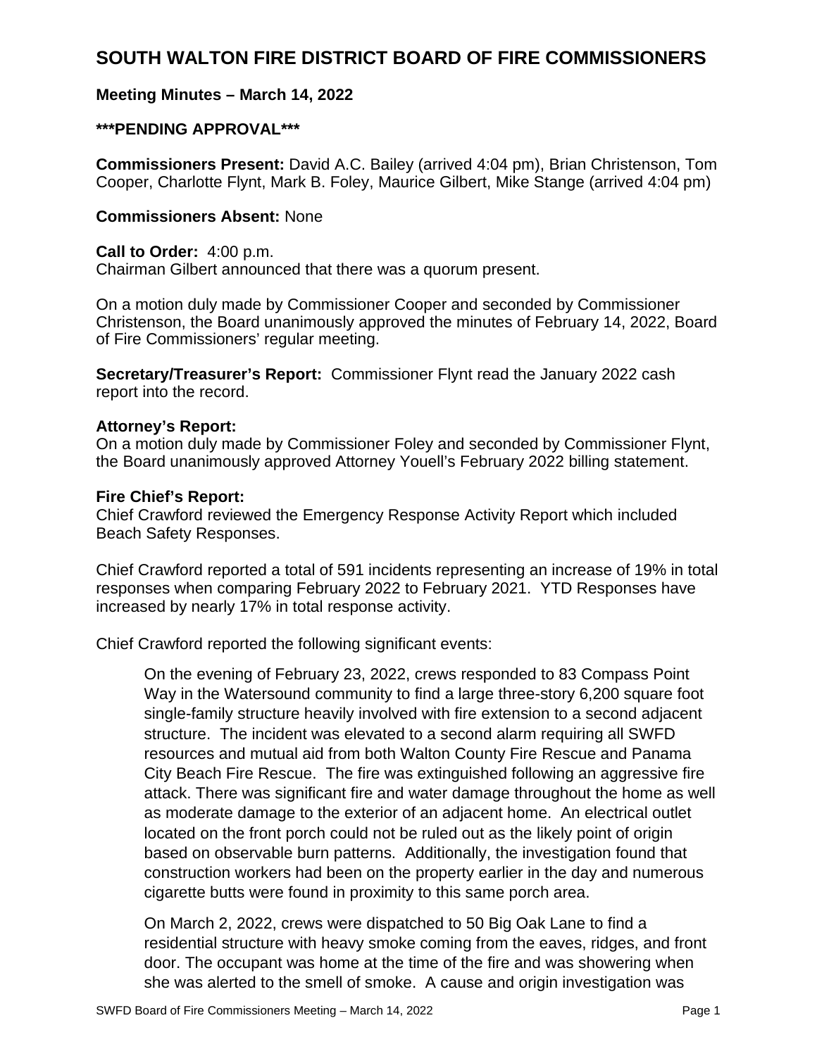# SOUTH WALTON FIRE DISTRICT BOARD OF FIRE COMMISSIONERS

**Meeting Minutes – March 14, 2022**

**\*\*\*PENDING APPROVAL\*\*\***

**Commissioners Present:** David A.C. Bailey (arrived 4:04 pm), Brian Christenson, Tom Cooper, Charlotte Flynt, Mark B. Foley, Maurice Gilbert, Mike Stange (arrived 4:04 pm)

**Commissioners Absent:** None

**Call to Order:** 4:00 p.m.
Chairman Gilbert announced that there was a quorum present.

On a motion duly made by Commissioner Cooper and seconded by Commissioner Christenson, the Board unanimously approved the minutes of February 14, 2022, Board of Fire Commissioners' regular meeting.

**Secretary/Treasurer's Report:** Commissioner Flynt read the January 2022 cash report into the record.

**Attorney's Report:**
On a motion duly made by Commissioner Foley and seconded by Commissioner Flynt, the Board unanimously approved Attorney Youell's February 2022 billing statement.

**Fire Chief's Report:**
Chief Crawford reviewed the Emergency Response Activity Report which included Beach Safety Responses.

Chief Crawford reported a total of 591 incidents representing an increase of 19% in total responses when comparing February 2022 to February 2021. YTD Responses have increased by nearly 17% in total response activity.

Chief Crawford reported the following significant events:

> On the evening of February 23, 2022, crews responded to 83 Compass Point Way in the Watersound community to find a large three-story 6,200 square foot single-family structure heavily involved with fire extension to a second adjacent structure. The incident was elevated to a second alarm requiring all SWFD resources and mutual aid from both Walton County Fire Rescue and Panama City Beach Fire Rescue. The fire was extinguished following an aggressive fire attack. There was significant fire and water damage throughout the home as well as moderate damage to the exterior of an adjacent home. An electrical outlet located on the front porch could not be ruled out as the likely point of origin based on observable burn patterns. Additionally, the investigation found that construction workers had been on the property earlier in the day and numerous cigarette butts were found in proximity to this same porch area.
>
> On March 2, 2022, crews were dispatched to 50 Big Oak Lane to find a residential structure with heavy smoke coming from the eaves, ridges, and front door. The occupant was home at the time of the fire and was showering when she was alerted to the smell of smoke. A cause and origin investigation was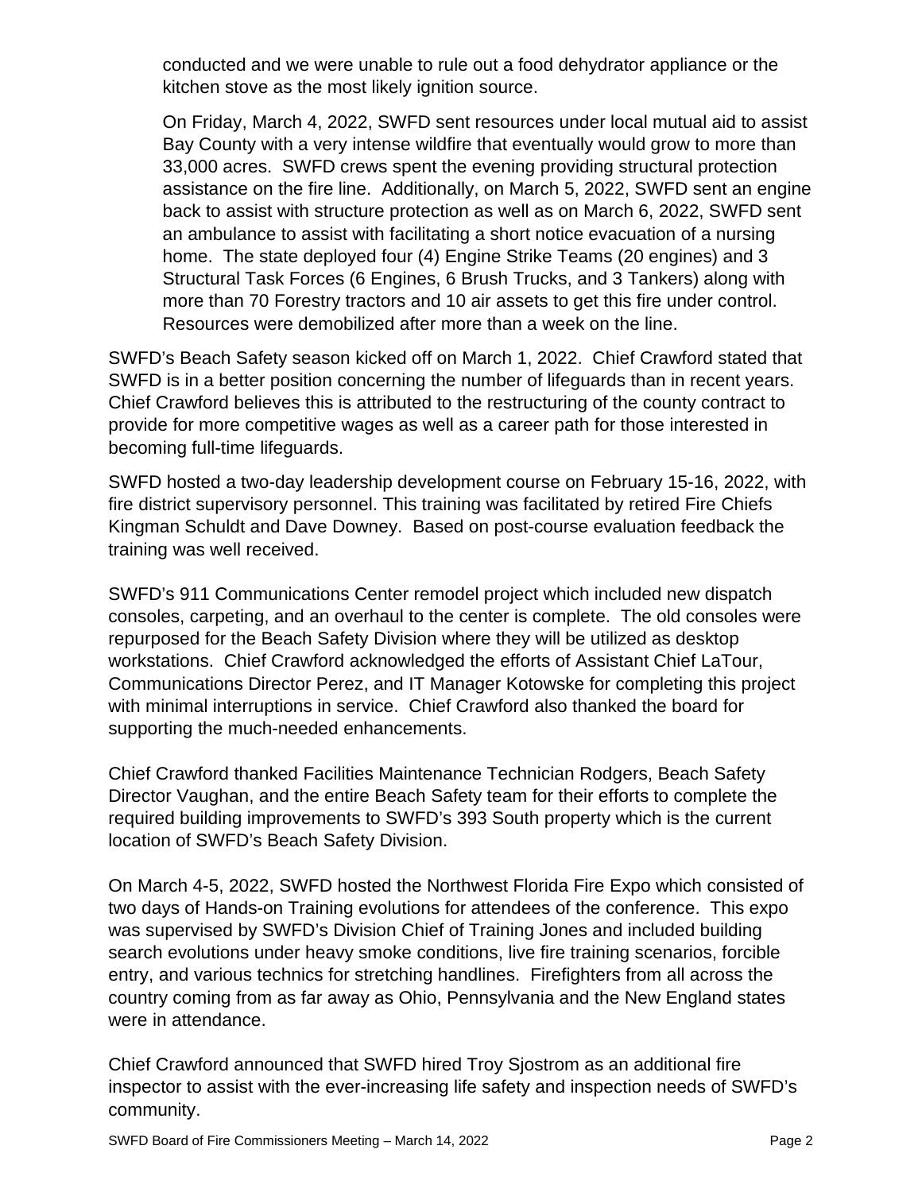conducted and we were unable to rule out a food dehydrator appliance or the kitchen stove as the most likely ignition source.

On Friday, March 4, 2022, SWFD sent resources under local mutual aid to assist Bay County with a very intense wildfire that eventually would grow to more than 33,000 acres. SWFD crews spent the evening providing structural protection assistance on the fire line. Additionally, on March 5, 2022, SWFD sent an engine back to assist with structure protection as well as on March 6, 2022, SWFD sent an ambulance to assist with facilitating a short notice evacuation of a nursing home. The state deployed four (4) Engine Strike Teams (20 engines) and 3 Structural Task Forces (6 Engines, 6 Brush Trucks, and 3 Tankers) along with more than 70 Forestry tractors and 10 air assets to get this fire under control. Resources were demobilized after more than a week on the line.

SWFD's Beach Safety season kicked off on March 1, 2022. Chief Crawford stated that SWFD is in a better position concerning the number of lifeguards than in recent years. Chief Crawford believes this is attributed to the restructuring of the county contract to provide for more competitive wages as well as a career path for those interested in becoming full-time lifeguards.

SWFD hosted a two-day leadership development course on February 15-16, 2022, with fire district supervisory personnel. This training was facilitated by retired Fire Chiefs Kingman Schuldt and Dave Downey. Based on post-course evaluation feedback the training was well received.

SWFD's 911 Communications Center remodel project which included new dispatch consoles, carpeting, and an overhaul to the center is complete. The old consoles were repurposed for the Beach Safety Division where they will be utilized as desktop workstations. Chief Crawford acknowledged the efforts of Assistant Chief LaTour, Communications Director Perez, and IT Manager Kotowske for completing this project with minimal interruptions in service. Chief Crawford also thanked the board for supporting the much-needed enhancements.

Chief Crawford thanked Facilities Maintenance Technician Rodgers, Beach Safety Director Vaughan, and the entire Beach Safety team for their efforts to complete the required building improvements to SWFD's 393 South property which is the current location of SWFD's Beach Safety Division.

On March 4-5, 2022, SWFD hosted the Northwest Florida Fire Expo which consisted of two days of Hands-on Training evolutions for attendees of the conference. This expo was supervised by SWFD's Division Chief of Training Jones and included building search evolutions under heavy smoke conditions, live fire training scenarios, forcible entry, and various technics for stretching handlines. Firefighters from all across the country coming from as far away as Ohio, Pennsylvania and the New England states were in attendance.

Chief Crawford announced that SWFD hired Troy Sjostrom as an additional fire inspector to assist with the ever-increasing life safety and inspection needs of SWFD's community.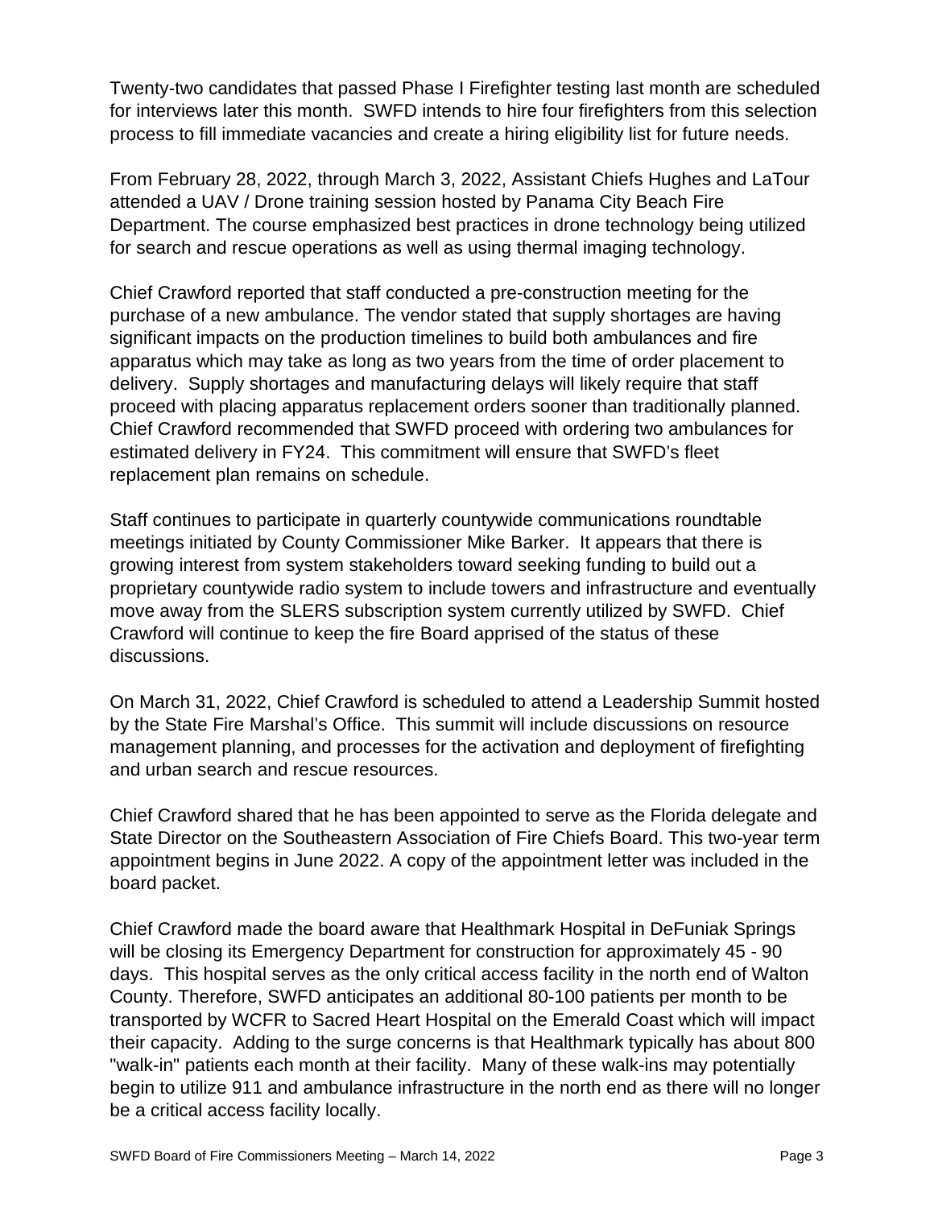Twenty-two candidates that passed Phase I Firefighter testing last month are scheduled for interviews later this month. SWFD intends to hire four firefighters from this selection process to fill immediate vacancies and create a hiring eligibility list for future needs.

From February 28, 2022, through March 3, 2022, Assistant Chiefs Hughes and LaTour attended a UAV / Drone training session hosted by Panama City Beach Fire Department. The course emphasized best practices in drone technology being utilized for search and rescue operations as well as using thermal imaging technology.

Chief Crawford reported that staff conducted a pre-construction meeting for the purchase of a new ambulance. The vendor stated that supply shortages are having significant impacts on the production timelines to build both ambulances and fire apparatus which may take as long as two years from the time of order placement to delivery. Supply shortages and manufacturing delays will likely require that staff proceed with placing apparatus replacement orders sooner than traditionally planned. Chief Crawford recommended that SWFD proceed with ordering two ambulances for estimated delivery in FY24. This commitment will ensure that SWFD's fleet replacement plan remains on schedule.

Staff continues to participate in quarterly countywide communications roundtable meetings initiated by County Commissioner Mike Barker. It appears that there is growing interest from system stakeholders toward seeking funding to build out a proprietary countywide radio system to include towers and infrastructure and eventually move away from the SLERS subscription system currently utilized by SWFD. Chief Crawford will continue to keep the fire Board apprised of the status of these discussions.

On March 31, 2022, Chief Crawford is scheduled to attend a Leadership Summit hosted by the State Fire Marshal's Office. This summit will include discussions on resource management planning, and processes for the activation and deployment of firefighting and urban search and rescue resources.

Chief Crawford shared that he has been appointed to serve as the Florida delegate and State Director on the Southeastern Association of Fire Chiefs Board. This two-year term appointment begins in June 2022. A copy of the appointment letter was included in the board packet.

Chief Crawford made the board aware that Healthmark Hospital in DeFuniak Springs will be closing its Emergency Department for construction for approximately 45 - 90 days. This hospital serves as the only critical access facility in the north end of Walton County. Therefore, SWFD anticipates an additional 80-100 patients per month to be transported by WCFR to Sacred Heart Hospital on the Emerald Coast which will impact their capacity. Adding to the surge concerns is that Healthmark typically has about 800 "walk-in" patients each month at their facility. Many of these walk-ins may potentially begin to utilize 911 and ambulance infrastructure in the north end as there will no longer be a critical access facility locally.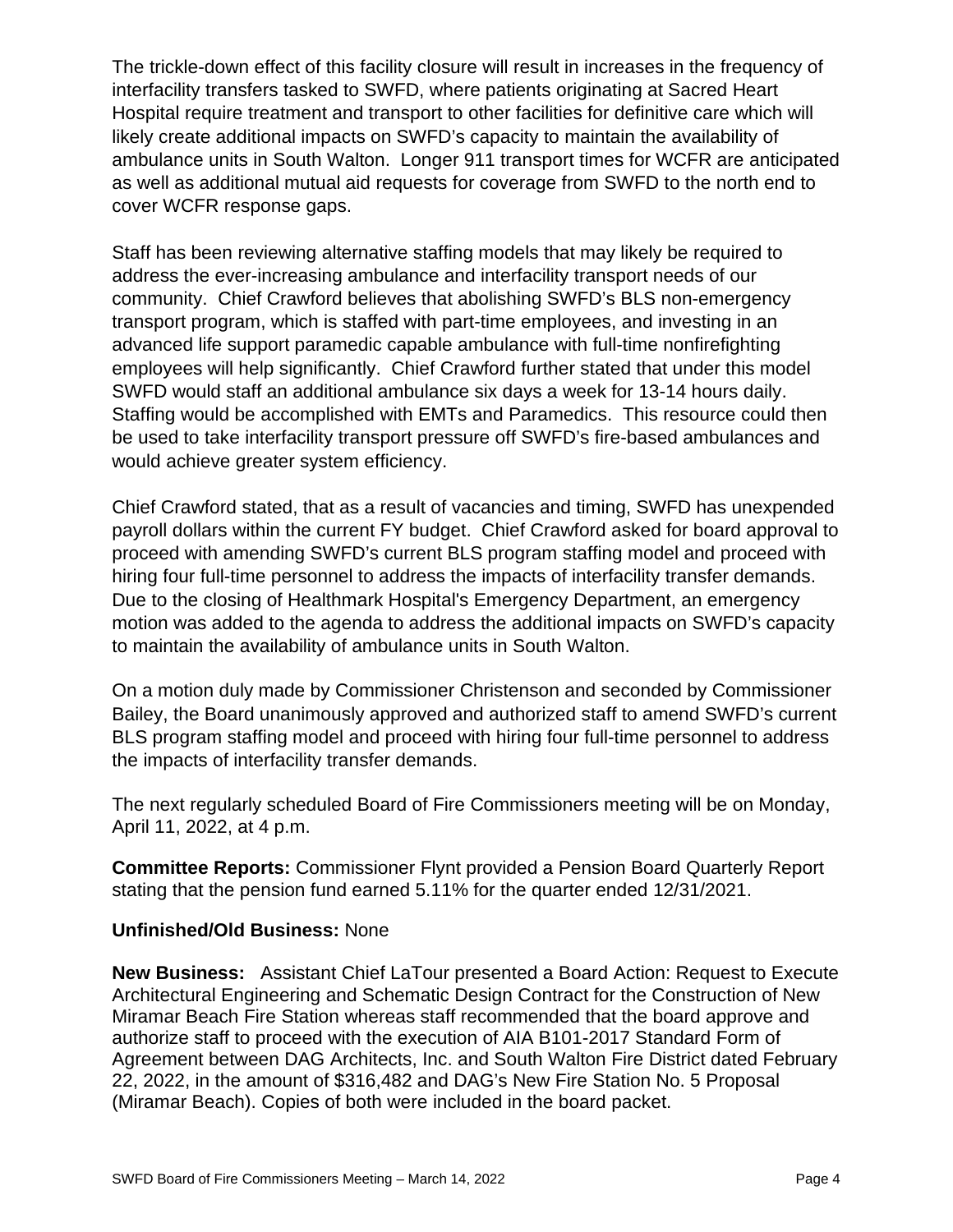The trickle-down effect of this facility closure will result in increases in the frequency of interfacility transfers tasked to SWFD, where patients originating at Sacred Heart Hospital require treatment and transport to other facilities for definitive care which will likely create additional impacts on SWFD's capacity to maintain the availability of ambulance units in South Walton. Longer 911 transport times for WCFR are anticipated as well as additional mutual aid requests for coverage from SWFD to the north end to cover WCFR response gaps.

Staff has been reviewing alternative staffing models that may likely be required to address the ever-increasing ambulance and interfacility transport needs of our community. Chief Crawford believes that abolishing SWFD's BLS non-emergency transport program, which is staffed with part-time employees, and investing in an advanced life support paramedic capable ambulance with full-time nonfirefighting employees will help significantly. Chief Crawford further stated that under this model SWFD would staff an additional ambulance six days a week for 13-14 hours daily. Staffing would be accomplished with EMTs and Paramedics. This resource could then be used to take interfacility transport pressure off SWFD's fire-based ambulances and would achieve greater system efficiency.

Chief Crawford stated, that as a result of vacancies and timing, SWFD has unexpended payroll dollars within the current FY budget. Chief Crawford asked for board approval to proceed with amending SWFD's current BLS program staffing model and proceed with hiring four full-time personnel to address the impacts of interfacility transfer demands. Due to the closing of Healthmark Hospital's Emergency Department, an emergency motion was added to the agenda to address the additional impacts on SWFD's capacity to maintain the availability of ambulance units in South Walton.

On a motion duly made by Commissioner Christenson and seconded by Commissioner Bailey, the Board unanimously approved and authorized staff to amend SWFD's current BLS program staffing model and proceed with hiring four full-time personnel to address the impacts of interfacility transfer demands.

The next regularly scheduled Board of Fire Commissioners meeting will be on Monday, April 11, 2022, at 4 p.m.

**Committee Reports:** Commissioner Flynt provided a Pension Board Quarterly Report stating that the pension fund earned 5.11% for the quarter ended 12/31/2021.

**Unfinished/Old Business:** None

**New Business:** Assistant Chief LaTour presented a Board Action: Request to Execute Architectural Engineering and Schematic Design Contract for the Construction of New Miramar Beach Fire Station whereas staff recommended that the board approve and authorize staff to proceed with the execution of AIA B101-2017 Standard Form of Agreement between DAG Architects, Inc. and South Walton Fire District dated February 22, 2022, in the amount of $316,482 and DAG's New Fire Station No. 5 Proposal (Miramar Beach). Copies of both were included in the board packet.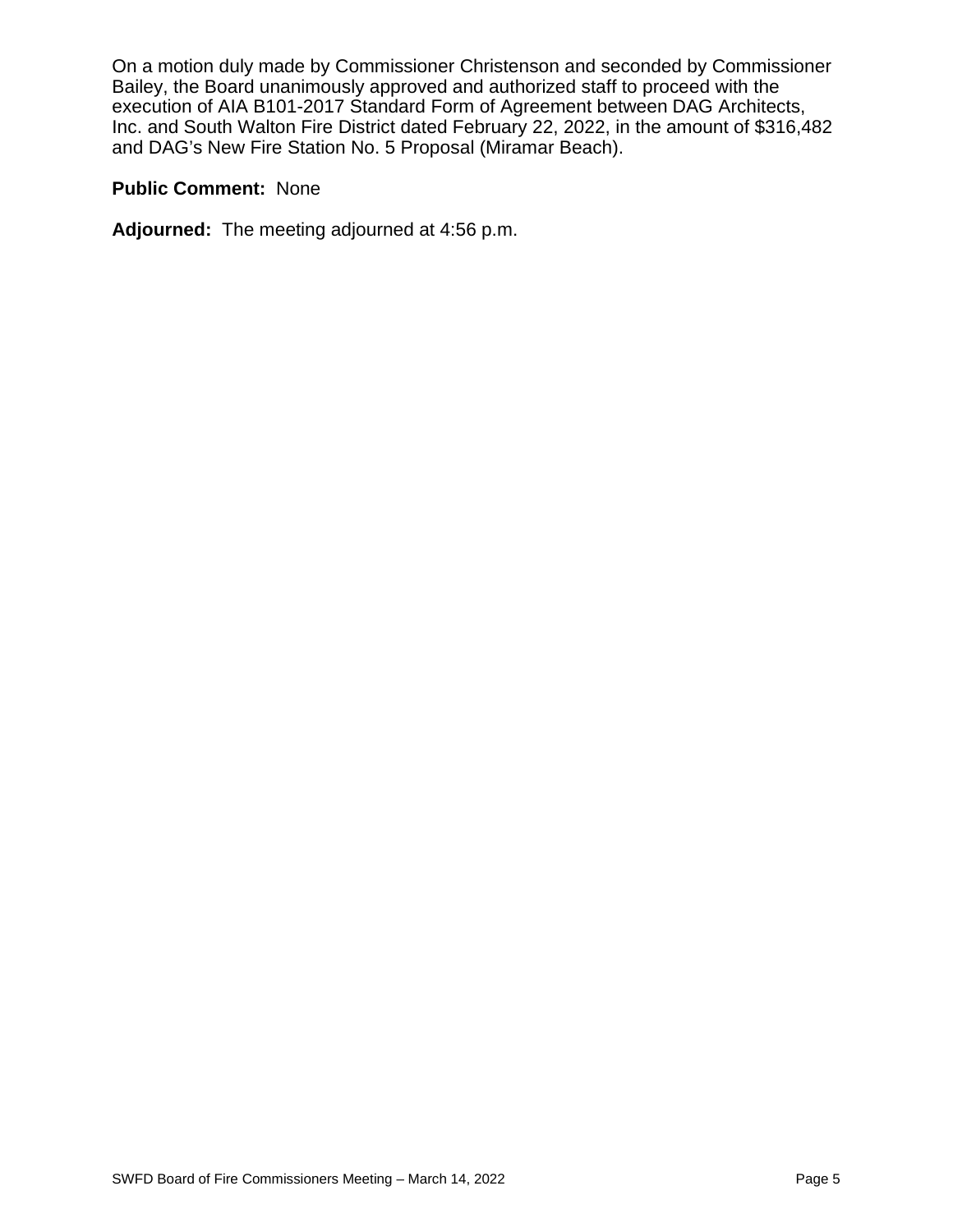On a motion duly made by Commissioner Christenson and seconded by Commissioner Bailey, the Board unanimously approved and authorized staff to proceed with the execution of AIA B101-2017 Standard Form of Agreement between DAG Architects, Inc. and South Walton Fire District dated February 22, 2022, in the amount of $316,482 and DAG's New Fire Station No. 5 Proposal (Miramar Beach).

**Public Comment:** None

**Adjourned:** The meeting adjourned at 4:56 p.m.